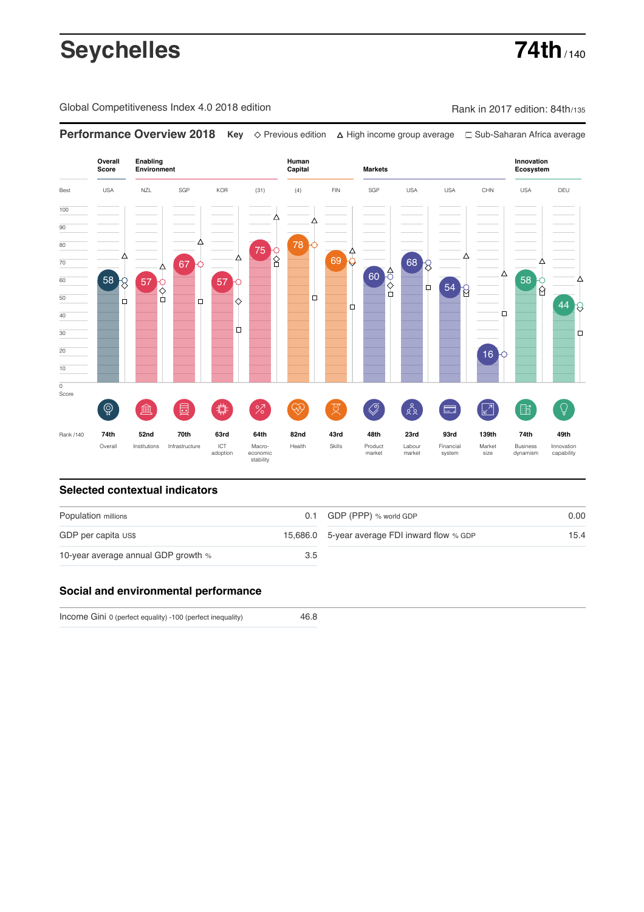# Seychelles

**74th** / 140

Global Competitiveness Index 4.0 2018 edition

Rank in 2017 edition: 84th/135

## Performance Overview 2018

**Key** ◇ Previous edition △ High income group average □ Sub-Saharan Africa average

| | Overall Score | Enabling Environment | | | | Human Capital | | Markets | | | | Innovation Ecosystem | |
|---|---|---|---|---|---|---|---|---|---|---|---|---|---|
| Best | USA | NZL | SGP | KOR | (31) | (4) | FIN | SGP | USA | USA | CHN | USA | DEU |
| Score | 58 | 57 | 67 | 57 | 75 | 78 | 69 | 60 | 68 | 54 | 16 | 58 | 44 |
| Rank /140 | 74th | 52nd | 70th | 63rd | 64th | 82nd | 43rd | 48th | 23rd | 93rd | 139th | 74th | 49th |
| | Overall | Institutions | Infrastructure | ICT adoption | Macro-economic stability | Health | Skills | Product market | Labour market | Financial system | Market size | Business dynamism | Innovation capability |

## Selected contextual indicators

| Indicator | Value | Indicator | Value |
|---|---|---|---|
| Population millions | 0.1 | GDP (PPP) % world GDP | 0.00 |
| GDP per capita US$ | 15,686.0 | 5-year average FDI inward flow % GDP | 15.4 |
| 10-year average annual GDP growth % | 3.5 | | |

## Social and environmental performance

| Indicator | Value |
|---|---|
| Income Gini 0 (perfect equality) -100 (perfect inequality) | 46.8 |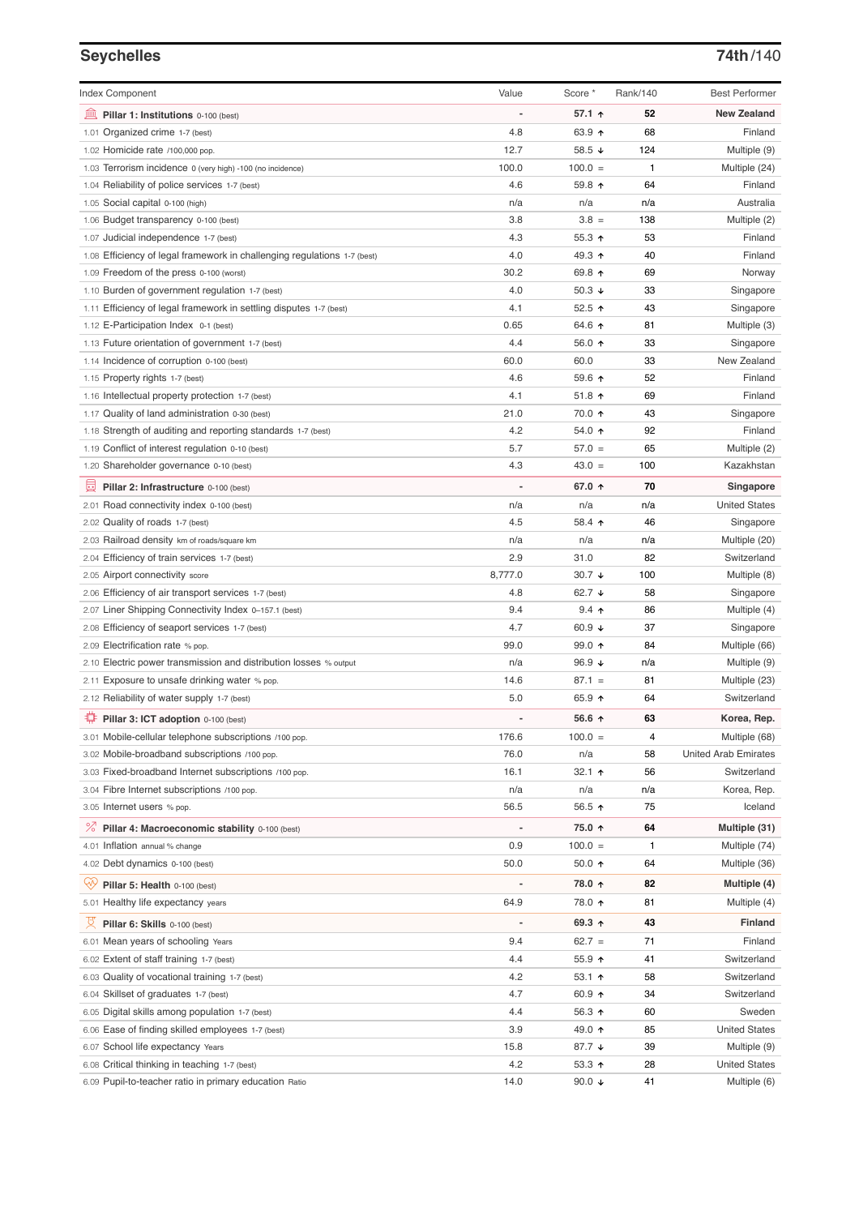## Seychelles

**74th/140**

| Index Component | Value | Score * | Rank/140 | Best Performer |
|---|---|---|---|---|
| **Pillar 1: Institutions** 0-100 (best) | - | **57.1 ↑** | **52** | **New Zealand** |
| 1.01 Organized crime 1-7 (best) | 4.8 | 63.9 ↑ | 68 | Finland |
| 1.02 Homicide rate /100,000 pop. | 12.7 | 58.5 ↓ | 124 | Multiple (9) |
| 1.03 Terrorism incidence 0 (very high) -100 (no incidence) | 100.0 | 100.0 = | 1 | Multiple (24) |
| 1.04 Reliability of police services 1-7 (best) | 4.6 | 59.8 ↑ | 64 | Finland |
| 1.05 Social capital 0-100 (high) | n/a | n/a | n/a | Australia |
| 1.06 Budget transparency 0-100 (best) | 3.8 | 3.8 = | 138 | Multiple (2) |
| 1.07 Judicial independence 1-7 (best) | 4.3 | 55.3 ↑ | 53 | Finland |
| 1.08 Efficiency of legal framework in challenging regulations 1-7 (best) | 4.0 | 49.3 ↑ | 40 | Finland |
| 1.09 Freedom of the press 0-100 (worst) | 30.2 | 69.8 ↑ | 69 | Norway |
| 1.10 Burden of government regulation 1-7 (best) | 4.0 | 50.3 ↓ | 33 | Singapore |
| 1.11 Efficiency of legal framework in settling disputes 1-7 (best) | 4.1 | 52.5 ↑ | 43 | Singapore |
| 1.12 E-Participation Index 0-1 (best) | 0.65 | 64.6 ↑ | 81 | Multiple (3) |
| 1.13 Future orientation of government 1-7 (best) | 4.4 | 56.0 ↑ | 33 | Singapore |
| 1.14 Incidence of corruption 0-100 (best) | 60.0 | 60.0 | 33 | New Zealand |
| 1.15 Property rights 1-7 (best) | 4.6 | 59.6 ↑ | 52 | Finland |
| 1.16 Intellectual property protection 1-7 (best) | 4.1 | 51.8 ↑ | 69 | Finland |
| 1.17 Quality of land administration 0-30 (best) | 21.0 | 70.0 ↑ | 43 | Singapore |
| 1.18 Strength of auditing and reporting standards 1-7 (best) | 4.2 | 54.0 ↑ | 92 | Finland |
| 1.19 Conflict of interest regulation 0-10 (best) | 5.7 | 57.0 = | 65 | Multiple (2) |
| 1.20 Shareholder governance 0-10 (best) | 4.3 | 43.0 = | 100 | Kazakhstan |
| **Pillar 2: Infrastructure** 0-100 (best) | - | **67.0 ↑** | **70** | **Singapore** |
| 2.01 Road connectivity index 0-100 (best) | n/a | n/a | n/a | United States |
| 2.02 Quality of roads 1-7 (best) | 4.5 | 58.4 ↑ | 46 | Singapore |
| 2.03 Railroad density km of roads/square km | n/a | n/a | n/a | Multiple (20) |
| 2.04 Efficiency of train services 1-7 (best) | 2.9 | 31.0 | 82 | Switzerland |
| 2.05 Airport connectivity score | 8,777.0 | 30.7 ↓ | 100 | Multiple (8) |
| 2.06 Efficiency of air transport services 1-7 (best) | 4.8 | 62.7 ↓ | 58 | Singapore |
| 2.07 Liner Shipping Connectivity Index 0–157.1 (best) | 9.4 | 9.4 ↑ | 86 | Multiple (4) |
| 2.08 Efficiency of seaport services 1-7 (best) | 4.7 | 60.9 ↓ | 37 | Singapore |
| 2.09 Electrification rate % pop. | 99.0 | 99.0 ↑ | 84 | Multiple (66) |
| 2.10 Electric power transmission and distribution losses % output | n/a | 96.9 ↓ | n/a | Multiple (9) |
| 2.11 Exposure to unsafe drinking water % pop. | 14.6 | 87.1 = | 81 | Multiple (23) |
| 2.12 Reliability of water supply 1-7 (best) | 5.0 | 65.9 ↑ | 64 | Switzerland |
| **Pillar 3: ICT adoption** 0-100 (best) | - | **56.6 ↑** | **63** | **Korea, Rep.** |
| 3.01 Mobile-cellular telephone subscriptions /100 pop. | 176.6 | 100.0 = | 4 | Multiple (68) |
| 3.02 Mobile-broadband subscriptions /100 pop. | 76.0 | n/a | 58 | United Arab Emirates |
| 3.03 Fixed-broadband Internet subscriptions /100 pop. | 16.1 | 32.1 ↑ | 56 | Switzerland |
| 3.04 Fibre Internet subscriptions /100 pop. | n/a | n/a | n/a | Korea, Rep. |
| 3.05 Internet users % pop. | 56.5 | 56.5 ↑ | 75 | Iceland |
| **Pillar 4: Macroeconomic stability** 0-100 (best) | - | **75.0 ↑** | **64** | **Multiple (31)** |
| 4.01 Inflation annual % change | 0.9 | 100.0 = | 1 | Multiple (74) |
| 4.02 Debt dynamics 0-100 (best) | 50.0 | 50.0 ↑ | 64 | Multiple (36) |
| **Pillar 5: Health** 0-100 (best) | - | **78.0 ↑** | **82** | **Multiple (4)** |
| 5.01 Healthy life expectancy years | 64.9 | 78.0 ↑ | 81 | Multiple (4) |
| **Pillar 6: Skills** 0-100 (best) | - | **69.3 ↑** | **43** | **Finland** |
| 6.01 Mean years of schooling Years | 9.4 | 62.7 = | 71 | Finland |
| 6.02 Extent of staff training 1-7 (best) | 4.4 | 55.9 ↑ | 41 | Switzerland |
| 6.03 Quality of vocational training 1-7 (best) | 4.2 | 53.1 ↑ | 58 | Switzerland |
| 6.04 Skillset of graduates 1-7 (best) | 4.7 | 60.9 ↑ | 34 | Switzerland |
| 6.05 Digital skills among population 1-7 (best) | 4.4 | 56.3 ↑ | 60 | Sweden |
| 6.06 Ease of finding skilled employees 1-7 (best) | 3.9 | 49.0 ↑ | 85 | United States |
| 6.07 School life expectancy Years | 15.8 | 87.7 ↓ | 39 | Multiple (9) |
| 6.08 Critical thinking in teaching 1-7 (best) | 4.2 | 53.3 ↑ | 28 | United States |
| 6.09 Pupil-to-teacher ratio in primary education Ratio | 14.0 | 90.0 ↓ | 41 | Multiple (6) |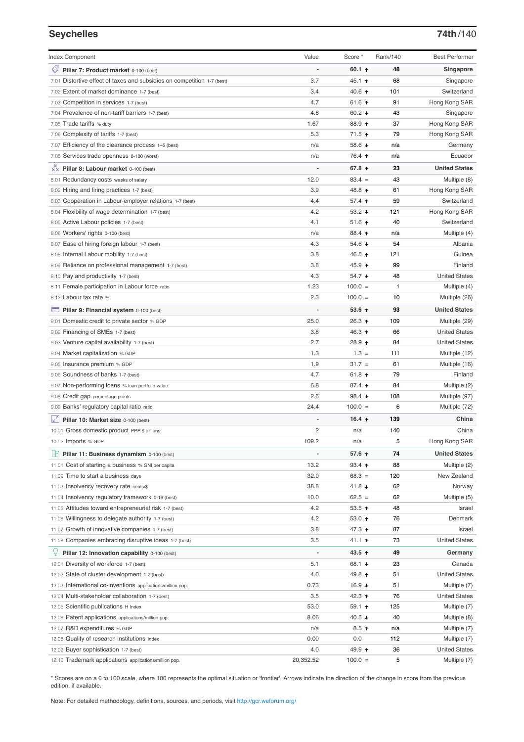## Seychelles

**74th**/140

| Index Component | Value | Score * | Rank/140 | Best Performer |
|---|---|---|---|---|
| **Pillar 7: Product market** 0-100 (best) | - | **60.1** ↑ | **48** | **Singapore** |
| 7.01 Distortive effect of taxes and subsidies on competition 1-7 (best) | 3.7 | 45.1 ↑ | 68 | Singapore |
| 7.02 Extent of market dominance 1-7 (best) | 3.4 | 40.6 ↑ | 101 | Switzerland |
| 7.03 Competition in services 1-7 (best) | 4.7 | 61.6 ↑ | 91 | Hong Kong SAR |
| 7.04 Prevalence of non-tariff barriers 1-7 (best) | 4.6 | 60.2 ↓ | 43 | Singapore |
| 7.05 Trade tariffs % duty | 1.67 | 88.9 ↑ | 37 | Hong Kong SAR |
| 7.06 Complexity of tariffs 1-7 (best) | 5.3 | 71.5 ↑ | 79 | Hong Kong SAR |
| 7.07 Efficiency of the clearance process 1–5 (best) | n/a | 58.6 ↓ | n/a | Germany |
| 7.08 Services trade openness 0-100 (worst) | n/a | 76.4 ↑ | n/a | Ecuador |
| **Pillar 8: Labour market** 0-100 (best) | - | **67.8** ↑ | **23** | **United States** |
| 8.01 Redundancy costs weeks of salary | 12.0 | 83.4 = | 43 | Multiple (8) |
| 8.02 Hiring and firing practices 1-7 (best) | 3.9 | 48.8 ↑ | 61 | Hong Kong SAR |
| 8.03 Cooperation in Labour-employer relations 1-7 (best) | 4.4 | 57.4 ↑ | 59 | Switzerland |
| 8.04 Flexibility of wage determination 1-7 (best) | 4.2 | 53.2 ↓ | 121 | Hong Kong SAR |
| 8.05 Active Labour policies 1-7 (best) | 4.1 | 51.6 ↑ | 40 | Switzerland |
| 8.06 Workers' rights 0-100 (best) | n/a | 88.4 ↑ | n/a | Multiple (4) |
| 8.07 Ease of hiring foreign labour 1-7 (best) | 4.3 | 54.6 ↓ | 54 | Albania |
| 8.08 Internal Labour mobility 1-7 (best) | 3.8 | 46.5 ↑ | 121 | Guinea |
| 8.09 Reliance on professional management 1-7 (best) | 3.8 | 45.9 ↑ | 99 | Finland |
| 8.10 Pay and productivity 1-7 (best) | 4.3 | 54.7 ↓ | 48 | United States |
| 8.11 Female participation in Labour force ratio | 1.23 | 100.0 = | 1 | Multiple (4) |
| 8.12 Labour tax rate % | 2.3 | 100.0 = | 10 | Multiple (26) |
| **Pillar 9: Financial system** 0-100 (best) | - | **53.6** ↑ | **93** | **United States** |
| 9.01 Domestic credit to private sector % GDP | 25.0 | 26.3 ↑ | 109 | Multiple (29) |
| 9.02 Financing of SMEs 1-7 (best) | 3.8 | 46.3 ↑ | 66 | United States |
| 9.03 Venture capital availability 1-7 (best) | 2.7 | 28.9 ↑ | 84 | United States |
| 9.04 Market capitalization % GDP | 1.3 | 1.3 = | 111 | Multiple (12) |
| 9.05 Insurance premium % GDP | 1.9 | 31.7 = | 61 | Multiple (16) |
| 9.06 Soundness of banks 1-7 (best) | 4.7 | 61.8 ↑ | 79 | Finland |
| 9.07 Non-performing loans % loan portfolio value | 6.8 | 87.4 ↑ | 84 | Multiple (2) |
| 9.08 Credit gap percentage points | 2.6 | 98.4 ↓ | 108 | Multiple (97) |
| 9.09 Banks' regulatory capital ratio ratio | 24.4 | 100.0 = | 6 | Multiple (72) |
| **Pillar 10: Market size** 0-100 (best) | - | **16.4** ↑ | **139** | **China** |
| 10.01 Gross domestic product PPP $ billions | 2 | n/a | 140 | China |
| 10.02 Imports % GDP | 109.2 | n/a | 5 | Hong Kong SAR |
| **Pillar 11: Business dynamism** 0-100 (best) | - | **57.6** ↑ | **74** | **United States** |
| 11.01 Cost of starting a business % GNI per capita | 13.2 | 93.4 ↑ | 88 | Multiple (2) |
| 11.02 Time to start a business days | 32.0 | 68.3 = | 120 | New Zealand |
| 11.03 Insolvency recovery rate cents/$ | 38.8 | 41.8 ↓ | 62 | Norway |
| 11.04 Insolvency regulatory framework 0-16 (best) | 10.0 | 62.5 = | 62 | Multiple (5) |
| 11.05 Attitudes toward entrepreneurial risk 1-7 (best) | 4.2 | 53.5 ↑ | 48 | Israel |
| 11.06 Willingness to delegate authority 1-7 (best) | 4.2 | 53.0 ↑ | 76 | Denmark |
| 11.07 Growth of innovative companies 1-7 (best) | 3.8 | 47.3 ↑ | 87 | Israel |
| 11.08 Companies embracing disruptive ideas 1-7 (best) | 3.5 | 41.1 ↑ | 73 | United States |
| **Pillar 12: Innovation capability** 0-100 (best) | - | **43.5** ↑ | **49** | **Germany** |
| 12.01 Diversity of workforce 1-7 (best) | 5.1 | 68.1 ↓ | 23 | Canada |
| 12.02 State of cluster development 1-7 (best) | 4.0 | 49.8 ↑ | 51 | United States |
| 12.03 International co-inventions applications/million pop. | 0.73 | 16.9 ↓ | 51 | Multiple (7) |
| 12.04 Multi-stakeholder collaboration 1-7 (best) | 3.5 | 42.3 ↑ | 76 | United States |
| 12.05 Scientific publications H Index | 53.0 | 59.1 ↑ | 125 | Multiple (7) |
| 12.06 Patent applications applications/million pop. | 8.06 | 40.5 ↓ | 40 | Multiple (8) |
| 12.07 R&D expenditures % GDP | n/a | 8.5 ↑ | n/a | Multiple (7) |
| 12.08 Quality of research institutions index | 0.00 | 0.0 | 112 | Multiple (7) |
| 12.09 Buyer sophistication 1-7 (best) | 4.0 | 49.9 ↑ | 36 | United States |
| 12.10 Trademark applications applications/million pop. | 20,352.52 | 100.0 = | 5 | Multiple (7) |

* Scores are on a 0 to 100 scale, where 100 represents the optimal situation or 'frontier'. Arrows indicate the direction of the change in score from the previous edition, if available.

Note: For detailed methodology, definitions, sources, and periods, visit http://gcr.weforum.org/